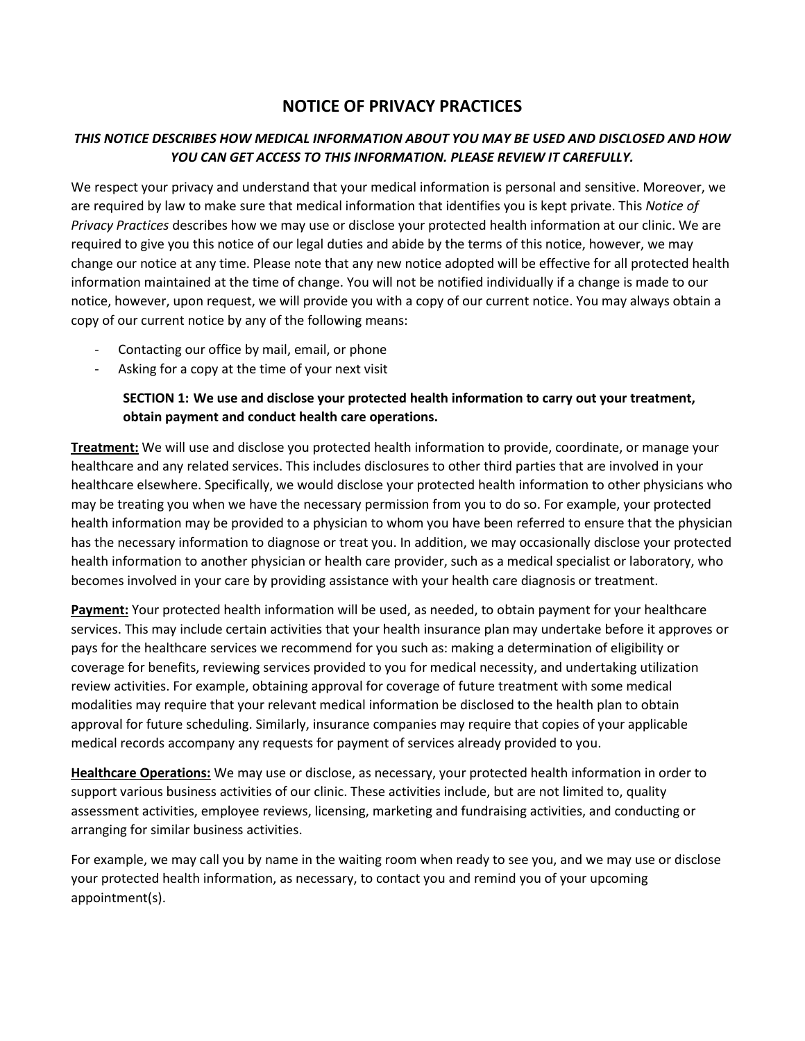# NOTICE OF PRIVACY PRACTICES

***THIS NOTICE DESCRIBES HOW MEDICAL INFORMATION ABOUT YOU MAY BE USED AND DISCLOSED AND HOW YOU CAN GET ACCESS TO THIS INFORMATION. PLEASE REVIEW IT CAREFULLY.***

We respect your privacy and understand that your medical information is personal and sensitive. Moreover, we are required by law to make sure that medical information that identifies you is kept private. This *Notice of Privacy Practices* describes how we may use or disclose your protected health information at our clinic. We are required to give you this notice of our legal duties and abide by the terms of this notice, however, we may change our notice at any time. Please note that any new notice adopted will be effective for all protected health information maintained at the time of change. You will not be notified individually if a change is made to our notice, however, upon request, we will provide you with a copy of our current notice. You may always obtain a copy of our current notice by any of the following means:

- Contacting our office by mail, email, or phone
- Asking for a copy at the time of your next visit

**SECTION 1: We use and disclose your protected health information to carry out your treatment, obtain payment and conduct health care operations.**

**Treatment:** We will use and disclose you protected health information to provide, coordinate, or manage your healthcare and any related services. This includes disclosures to other third parties that are involved in your healthcare elsewhere. Specifically, we would disclose your protected health information to other physicians who may be treating you when we have the necessary permission from you to do so. For example, your protected health information may be provided to a physician to whom you have been referred to ensure that the physician has the necessary information to diagnose or treat you. In addition, we may occasionally disclose your protected health information to another physician or health care provider, such as a medical specialist or laboratory, who becomes involved in your care by providing assistance with your health care diagnosis or treatment.

**Payment:** Your protected health information will be used, as needed, to obtain payment for your healthcare services. This may include certain activities that your health insurance plan may undertake before it approves or pays for the healthcare services we recommend for you such as: making a determination of eligibility or coverage for benefits, reviewing services provided to you for medical necessity, and undertaking utilization review activities. For example, obtaining approval for coverage of future treatment with some medical modalities may require that your relevant medical information be disclosed to the health plan to obtain approval for future scheduling. Similarly, insurance companies may require that copies of your applicable medical records accompany any requests for payment of services already provided to you.

**Healthcare Operations:** We may use or disclose, as necessary, your protected health information in order to support various business activities of our clinic. These activities include, but are not limited to, quality assessment activities, employee reviews, licensing, marketing and fundraising activities, and conducting or arranging for similar business activities.

For example, we may call you by name in the waiting room when ready to see you, and we may use or disclose your protected health information, as necessary, to contact you and remind you of your upcoming appointment(s).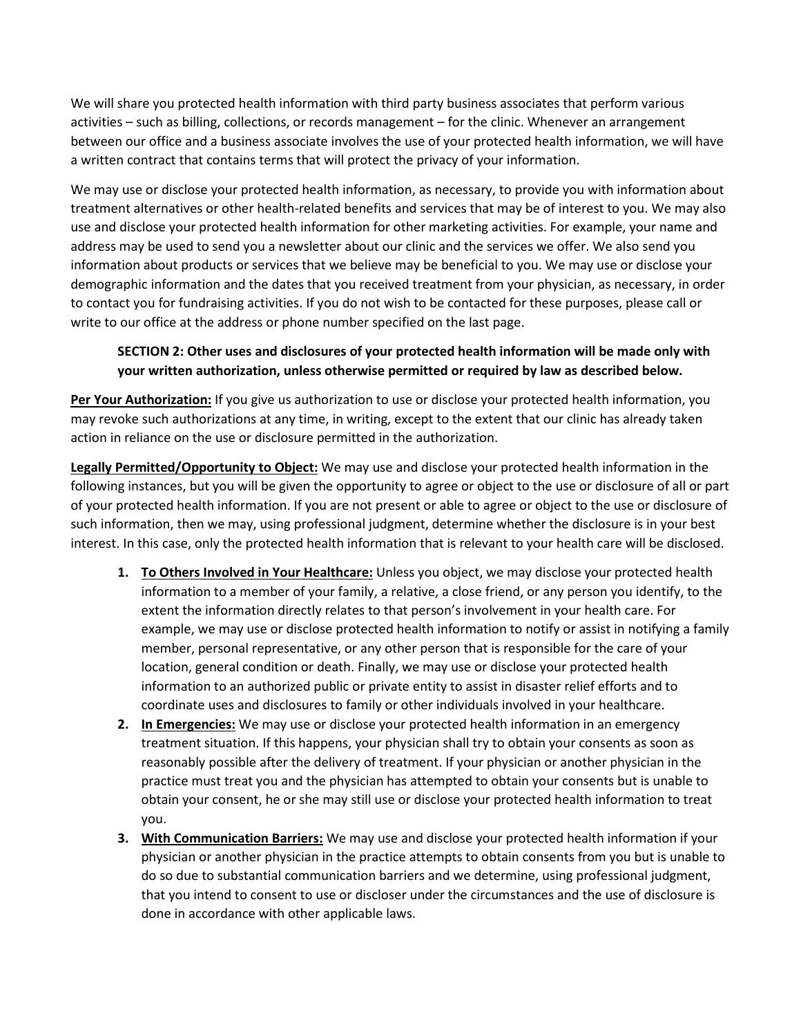We will share you protected health information with third party business associates that perform various activities – such as billing, collections, or records management – for the clinic. Whenever an arrangement between our office and a business associate involves the use of your protected health information, we will have a written contract that contains terms that will protect the privacy of your information.

We may use or disclose your protected health information, as necessary, to provide you with information about treatment alternatives or other health-related benefits and services that may be of interest to you. We may also use and disclose your protected health information for other marketing activities. For example, your name and address may be used to send you a newsletter about our clinic and the services we offer. We also send you information about products or services that we believe may be beneficial to you. We may use or disclose your demographic information and the dates that you received treatment from your physician, as necessary, in order to contact you for fundraising activities. If you do not wish to be contacted for these purposes, please call or write to our office at the address or phone number specified on the last page.

**SECTION 2: Other uses and disclosures of your protected health information will be made only with your written authorization, unless otherwise permitted or required by law as described below.**

**Per Your Authorization:** If you give us authorization to use or disclose your protected health information, you may revoke such authorizations at any time, in writing, except to the extent that our clinic has already taken action in reliance on the use or disclosure permitted in the authorization.

**Legally Permitted/Opportunity to Object:** We may use and disclose your protected health information in the following instances, but you will be given the opportunity to agree or object to the use or disclosure of all or part of your protected health information. If you are not present or able to agree or object to the use or disclosure of such information, then we may, using professional judgment, determine whether the disclosure is in your best interest. In this case, only the protected health information that is relevant to your health care will be disclosed.

1. **To Others Involved in Your Healthcare:** Unless you object, we may disclose your protected health information to a member of your family, a relative, a close friend, or any person you identify, to the extent the information directly relates to that person's involvement in your health care. For example, we may use or disclose protected health information to notify or assist in notifying a family member, personal representative, or any other person that is responsible for the care of your location, general condition or death. Finally, we may use or disclose your protected health information to an authorized public or private entity to assist in disaster relief efforts and to coordinate uses and disclosures to family or other individuals involved in your healthcare.
2. **In Emergencies:** We may use or disclose your protected health information in an emergency treatment situation. If this happens, your physician shall try to obtain your consents as soon as reasonably possible after the delivery of treatment. If your physician or another physician in the practice must treat you and the physician has attempted to obtain your consents but is unable to obtain your consent, he or she may still use or disclose your protected health information to treat you.
3. **With Communication Barriers:** We may use and disclose your protected health information if your physician or another physician in the practice attempts to obtain consents from you but is unable to do so due to substantial communication barriers and we determine, using professional judgment, that you intend to consent to use or discloser under the circumstances and the use of disclosure is done in accordance with other applicable laws.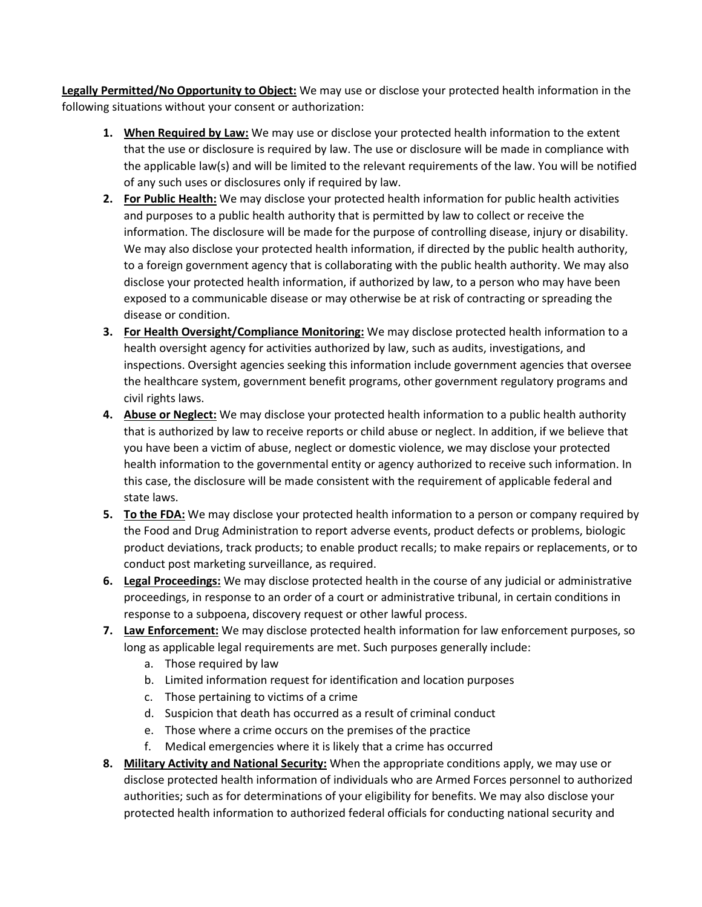**<u>Legally Permitted/No Opportunity to Object:</u>** We may use or disclose your protected health information in the following situations without your consent or authorization:

1. **<u>When Required by Law:</u>** We may use or disclose your protected health information to the extent that the use or disclosure is required by law. The use or disclosure will be made in compliance with the applicable law(s) and will be limited to the relevant requirements of the law. You will be notified of any such uses or disclosures only if required by law.
2. **<u>For Public Health:</u>** We may disclose your protected health information for public health activities and purposes to a public health authority that is permitted by law to collect or receive the information. The disclosure will be made for the purpose of controlling disease, injury or disability. We may also disclose your protected health information, if directed by the public health authority, to a foreign government agency that is collaborating with the public health authority. We may also disclose your protected health information, if authorized by law, to a person who may have been exposed to a communicable disease or may otherwise be at risk of contracting or spreading the disease or condition.
3. **<u>For Health Oversight/Compliance Monitoring:</u>** We may disclose protected health information to a health oversight agency for activities authorized by law, such as audits, investigations, and inspections. Oversight agencies seeking this information include government agencies that oversee the healthcare system, government benefit programs, other government regulatory programs and civil rights laws.
4. **<u>Abuse or Neglect:</u>** We may disclose your protected health information to a public health authority that is authorized by law to receive reports or child abuse or neglect. In addition, if we believe that you have been a victim of abuse, neglect or domestic violence, we may disclose your protected health information to the governmental entity or agency authorized to receive such information. In this case, the disclosure will be made consistent with the requirement of applicable federal and state laws.
5. **<u>To the FDA:</u>** We may disclose your protected health information to a person or company required by the Food and Drug Administration to report adverse events, product defects or problems, biologic product deviations, track products; to enable product recalls; to make repairs or replacements, or to conduct post marketing surveillance, as required.
6. **<u>Legal Proceedings:</u>** We may disclose protected health in the course of any judicial or administrative proceedings, in response to an order of a court or administrative tribunal, in certain conditions in response to a subpoena, discovery request or other lawful process.
7. **<u>Law Enforcement:</u>** We may disclose protected health information for law enforcement purposes, so long as applicable legal requirements are met. Such purposes generally include:
   a. Those required by law
   b. Limited information request for identification and location purposes
   c. Those pertaining to victims of a crime
   d. Suspicion that death has occurred as a result of criminal conduct
   e. Those where a crime occurs on the premises of the practice
   f. Medical emergencies where it is likely that a crime has occurred
8. **<u>Military Activity and National Security:</u>** When the appropriate conditions apply, we may use or disclose protected health information of individuals who are Armed Forces personnel to authorized authorities; such as for determinations of your eligibility for benefits. We may also disclose your protected health information to authorized federal officials for conducting national security and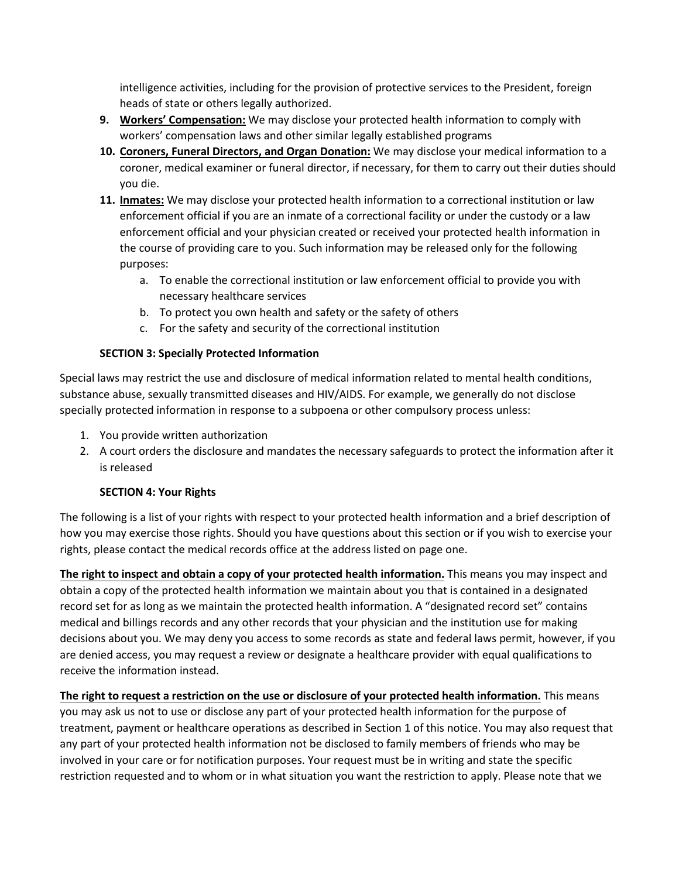intelligence activities, including for the provision of protective services to the President, foreign heads of state or others legally authorized.

9. **Workers' Compensation:** We may disclose your protected health information to comply with workers' compensation laws and other similar legally established programs
10. **Coroners, Funeral Directors, and Organ Donation:** We may disclose your medical information to a coroner, medical examiner or funeral director, if necessary, for them to carry out their duties should you die.
11. **Inmates:** We may disclose your protected health information to a correctional institution or law enforcement official if you are an inmate of a correctional facility or under the custody or a law enforcement official and your physician created or received your protected health information in the course of providing care to you. Such information may be released only for the following purposes:
    a. To enable the correctional institution or law enforcement official to provide you with necessary healthcare services
    b. To protect you own health and safety or the safety of others
    c. For the safety and security of the correctional institution

## SECTION 3: Specially Protected Information

Special laws may restrict the use and disclosure of medical information related to mental health conditions, substance abuse, sexually transmitted diseases and HIV/AIDS. For example, we generally do not disclose specially protected information in response to a subpoena or other compulsory process unless:

1. You provide written authorization
2. A court orders the disclosure and mandates the necessary safeguards to protect the information after it is released

## SECTION 4: Your Rights

The following is a list of your rights with respect to your protected health information and a brief description of how you may exercise those rights. Should you have questions about this section or if you wish to exercise your rights, please contact the medical records office at the address listed on page one.

**The right to inspect and obtain a copy of your protected health information.** This means you may inspect and obtain a copy of the protected health information we maintain about you that is contained in a designated record set for as long as we maintain the protected health information. A "designated record set" contains medical and billings records and any other records that your physician and the institution use for making decisions about you. We may deny you access to some records as state and federal laws permit, however, if you are denied access, you may request a review or designate a healthcare provider with equal qualifications to receive the information instead.

**The right to request a restriction on the use or disclosure of your protected health information.** This means you may ask us not to use or disclose any part of your protected health information for the purpose of treatment, payment or healthcare operations as described in Section 1 of this notice. You may also request that any part of your protected health information not be disclosed to family members of friends who may be involved in your care or for notification purposes. Your request must be in writing and state the specific restriction requested and to whom or in what situation you want the restriction to apply. Please note that we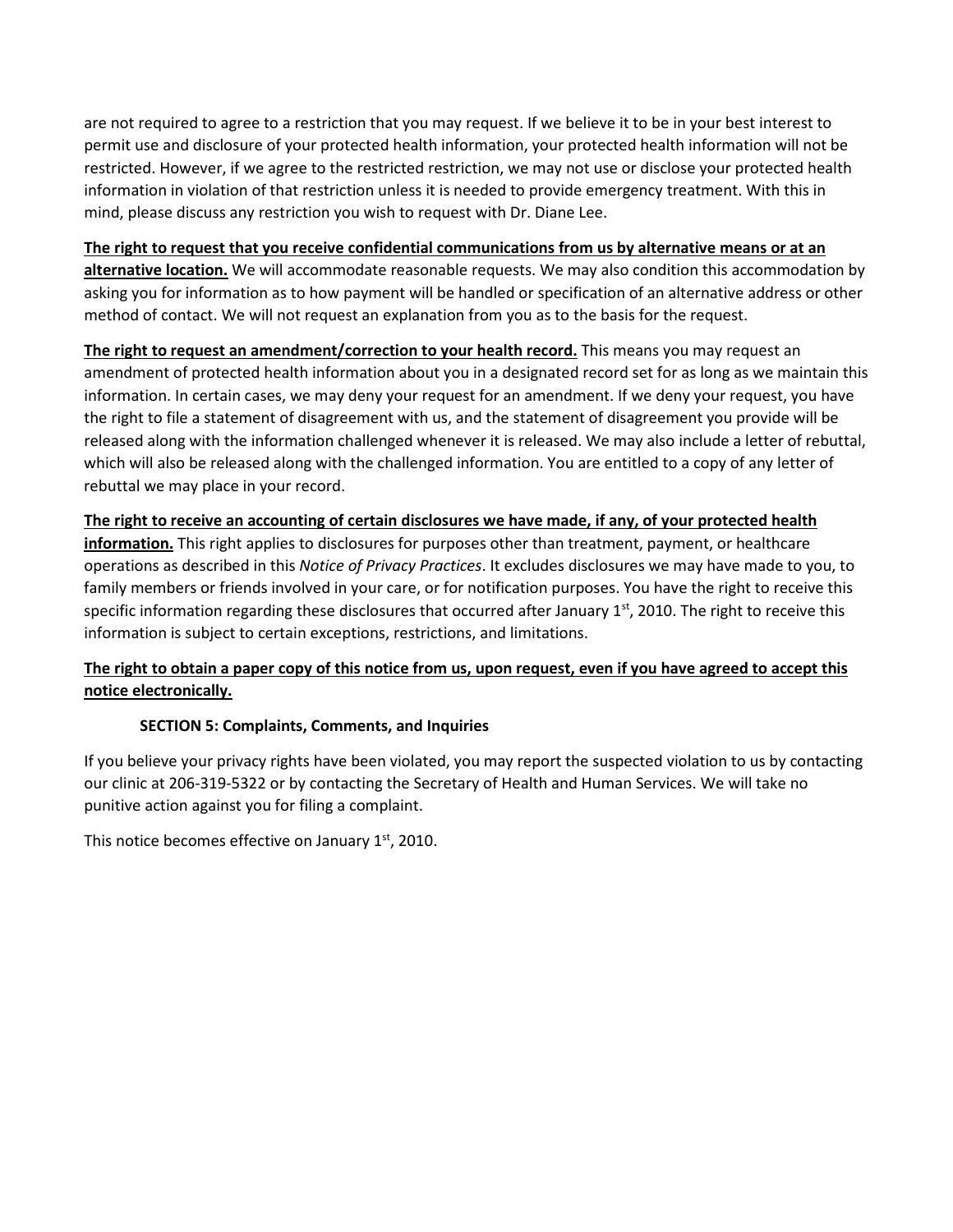are not required to agree to a restriction that you may request. If we believe it to be in your best interest to permit use and disclosure of your protected health information, your protected health information will not be restricted. However, if we agree to the restricted restriction, we may not use or disclose your protected health information in violation of that restriction unless it is needed to provide emergency treatment. With this in mind, please discuss any restriction you wish to request with Dr. Diane Lee.

**The right to request that you receive confidential communications from us by alternative means or at an alternative location.** We will accommodate reasonable requests. We may also condition this accommodation by asking you for information as to how payment will be handled or specification of an alternative address or other method of contact. We will not request an explanation from you as to the basis for the request.

**The right to request an amendment/correction to your health record.** This means you may request an amendment of protected health information about you in a designated record set for as long as we maintain this information. In certain cases, we may deny your request for an amendment. If we deny your request, you have the right to file a statement of disagreement with us, and the statement of disagreement you provide will be released along with the information challenged whenever it is released. We may also include a letter of rebuttal, which will also be released along with the challenged information. You are entitled to a copy of any letter of rebuttal we may place in your record.

**The right to receive an accounting of certain disclosures we have made, if any, of your protected health information.** This right applies to disclosures for purposes other than treatment, payment, or healthcare operations as described in this *Notice of Privacy Practices*. It excludes disclosures we may have made to you, to family members or friends involved in your care, or for notification purposes. You have the right to receive this specific information regarding these disclosures that occurred after January 1st, 2010. The right to receive this information is subject to certain exceptions, restrictions, and limitations.

**The right to obtain a paper copy of this notice from us, upon request, even if you have agreed to accept this notice electronically.**

### SECTION 5: Complaints, Comments, and Inquiries

If you believe your privacy rights have been violated, you may report the suspected violation to us by contacting our clinic at 206-319-5322 or by contacting the Secretary of Health and Human Services. We will take no punitive action against you for filing a complaint.

This notice becomes effective on January 1st, 2010.